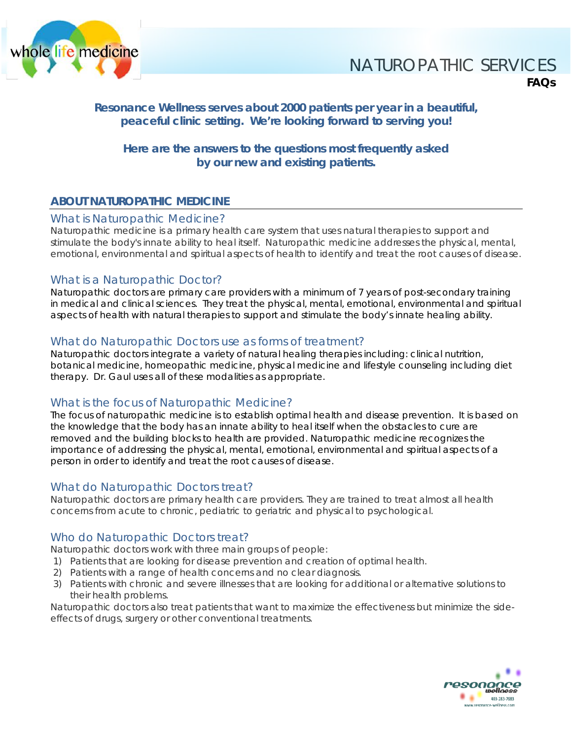# NATUROPATHIC SERVICES

**FAQs**

**Resonance Wellness serves about 2000 patients per year in a beautiful, peaceful clinic setting. We're looking forward to serving you!**

**Here are the answers to the questions most frequently asked by our new and existing patients.**

## ABOUT NATUROPATHIC MEDICINE

### What is Naturopathic Medicine?

Naturopathic medicine is a primary health care system that uses natural therapies to support and stimulate the body's innate ability to heal itself. Naturopathic medicine addresses the physical, mental, emotional, environmental and spiritual aspects of health to identify and treat the root causes of disease.

### What is a Naturopathic Doctor?

Naturopathic doctors are primary care providers with a minimum of 7 years of post-secondary training in medical and clinical sciences. They treat the physical, mental, emotional, environmental and spiritual aspects of health with natural therapies to support and stimulate the body's innate healing ability.

### What do Naturopathic Doctors use as forms of treatment?

Naturopathic doctors integrate a variety of natural healing therapies including: clinical nutrition, botanical medicine, homeopathic medicine, physical medicine and lifestyle counseling including diet therapy. Dr. Gaul uses all of these modalities as appropriate.

### What is the focus of Naturopathic Medicine?

The focus of naturopathic medicine is to establish optimal health and disease prevention. It is based on the knowledge that the body has an innate ability to heal itself when the obstacles to cure are removed and the building blocks to health are provided. Naturopathic medicine recognizes the importance of addressing the physical, mental, emotional, environmental and spiritual aspects of a person in order to identify and treat the root causes of disease.

### What do Naturopathic Doctors treat?

Naturopathic doctors are primary health care providers. They are trained to treat almost all health concerns from acute to chronic, pediatric to geriatric and physical to psychological.

### Who do Naturopathic Doctors treat?

Naturopathic doctors work with three main groups of people:

1) Patients that are looking for disease prevention and creation of optimal health.
2) Patients with a range of health concerns and no clear diagnosis.
3) Patients with chronic and severe illnesses that are looking for additional or alternative solutions to their health problems.

Naturopathic doctors also treat patients that want to maximize the effectiveness but minimize the side-effects of drugs, surgery or other conventional treatments.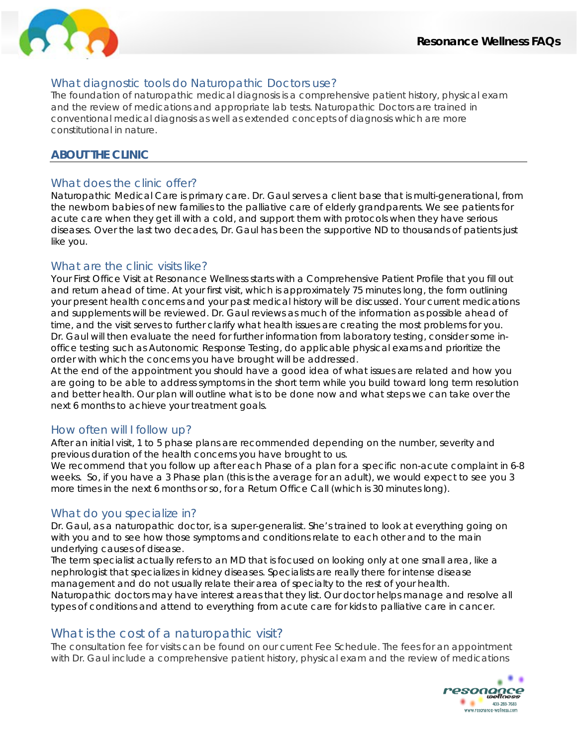### What diagnostic tools do Naturopathic Doctors use?

The foundation of naturopathic medical diagnosis is a comprehensive patient history, physical exam and the review of medications and appropriate lab tests. Naturopathic Doctors are trained in conventional medical diagnosis as well as extended concepts of diagnosis which are more constitutional in nature.

## ABOUT THE CLINIC

### What does the clinic offer?

Naturopathic Medical Care is primary care. Dr. Gaul serves a client base that is multi-generational, from the newborn babies of new families to the palliative care of elderly grandparents. We see patients for acute care when they get ill with a cold, and support them with protocols when they have serious diseases. Over the last two decades, Dr. Gaul has been the supportive ND to thousands of patients just like you.

### What are the clinic visits like?

Your First Office Visit at Resonance Wellness starts with a Comprehensive Patient Profile that you fill out and return ahead of time. At your first visit, which is approximately 75 minutes long, the form outlining your present health concerns and your past medical history will be discussed. Your current medications and supplements will be reviewed. Dr. Gaul reviews as much of the information as possible ahead of time, and the visit serves to further clarify what health issues are creating the most problems for you. Dr. Gaul will then evaluate the need for further information from laboratory testing, consider some in-office testing such as Autonomic Response Testing, do applicable physical exams and prioritize the order with which the concerns you have brought will be addressed.

At the end of the appointment you should have a good idea of what issues are related and how you are going to be able to address symptoms in the short term while you build toward long term resolution and better health. Our plan will outline what is to be done now and what steps we can take over the next 6 months to achieve your treatment goals.

### How often will I follow up?

After an initial visit, 1 to 5 phase plans are recommended depending on the number, severity and previous duration of the health concerns you have brought to us.

We recommend that you follow up after each Phase of a plan for a specific non-acute complaint in 6-8 weeks. So, if you have a 3 Phase plan (this is the average for an adult), we would expect to see you 3 more times in the next 6 months or so, for a Return Office Call (which is 30 minutes long).

### What do you specialize in?

Dr. Gaul, as a naturopathic doctor, is a super-generalist. She's trained to look at everything going on with you and to see how those symptoms and conditions relate to each other and to the main underlying causes of disease.

The term specialist actually refers to an MD that is focused on looking only at one small area, like a nephrologist that specializes in kidney diseases. Specialists are really there for intense disease management and do not usually relate their area of specialty to the rest of your health.

Naturopathic doctors may have interest areas that they list. Our doctor helps manage and resolve all types of conditions and attend to everything from acute care for kids to palliative care in cancer.

### What is the cost of a naturopathic visit?

The consultation fee for visits can be found on our current Fee Schedule. The fees for an appointment with Dr. Gaul include a comprehensive patient history, physical exam and the review of medications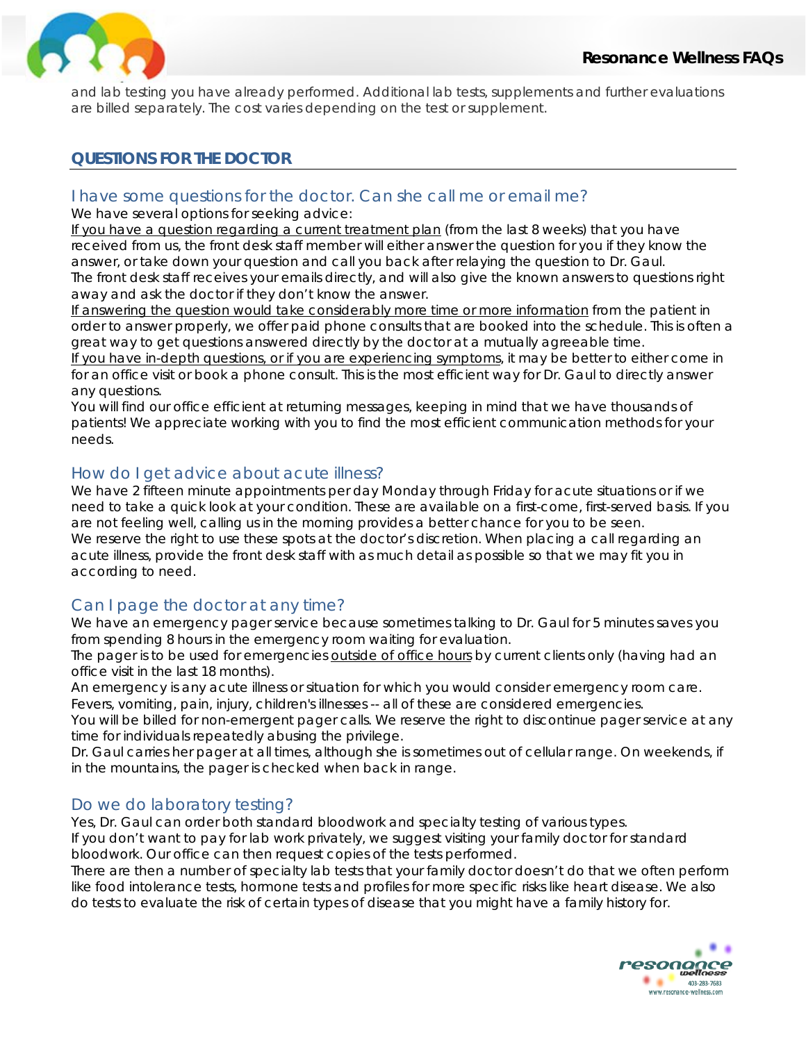and lab testing you have already performed. Additional lab tests, supplements and further evaluations are billed separately. The cost varies depending on the test or supplement.

## QUESTIONS FOR THE DOCTOR

### I have some questions for the doctor. Can she call me or email me?

We have several options for seeking advice:

If you have a question regarding a current treatment plan (from the last 8 weeks) that you have received from us, the front desk staff member will either answer the question for you if they know the answer, or take down your question and call you back after relaying the question to Dr. Gaul.

The front desk staff receives your emails directly, and will also give the known answers to questions right away and ask the doctor if they don't know the answer.

If answering the question would take considerably more time or more information from the patient in order to answer properly, we offer paid phone consults that are booked into the schedule. This is often a great way to get questions answered directly by the doctor at a mutually agreeable time.

If you have in-depth questions, or if you are experiencing symptoms, it may be better to either come in for an office visit or book a phone consult. This is the most efficient way for Dr. Gaul to directly answer any questions.

You will find our office efficient at returning messages, keeping in mind that we have thousands of patients! We appreciate working with you to find the most efficient communication methods for your needs.

### How do I get advice about acute illness?

We have 2 fifteen minute appointments per day Monday through Friday for acute situations or if we need to take a quick look at your condition. These are available on a first-come, first-served basis. If you are not feeling well, calling us in the morning provides a better chance for you to be seen.

We reserve the right to use these spots at the doctor's discretion. When placing a call regarding an acute illness, provide the front desk staff with as much detail as possible so that we may fit you in according to need.

### Can I page the doctor at any time?

We have an emergency pager service because sometimes talking to Dr. Gaul for 5 minutes saves you from spending 8 hours in the emergency room waiting for evaluation.

The pager is to be used for emergencies outside of office hours by current clients only (having had an office visit in the last 18 months).

An emergency is any acute illness or situation for which you would consider emergency room care. Fevers, vomiting, pain, injury, children's illnesses -- all of these are considered emergencies.

You will be billed for non-emergent pager calls. We reserve the right to discontinue pager service at any time for individuals repeatedly abusing the privilege.

Dr. Gaul carries her pager at all times, although she is sometimes out of cellular range. On weekends, if in the mountains, the pager is checked when back in range.

### Do we do laboratory testing?

Yes, Dr. Gaul can order both standard bloodwork and specialty testing of various types.

If you don't want to pay for lab work privately, we suggest visiting your family doctor for standard bloodwork. Our office can then request copies of the tests performed.

There are then a number of specialty lab tests that your family doctor doesn't do that we often perform like food intolerance tests, hormone tests and profiles for more specific risks like heart disease. We also do tests to evaluate the risk of certain types of disease that you might have a family history for.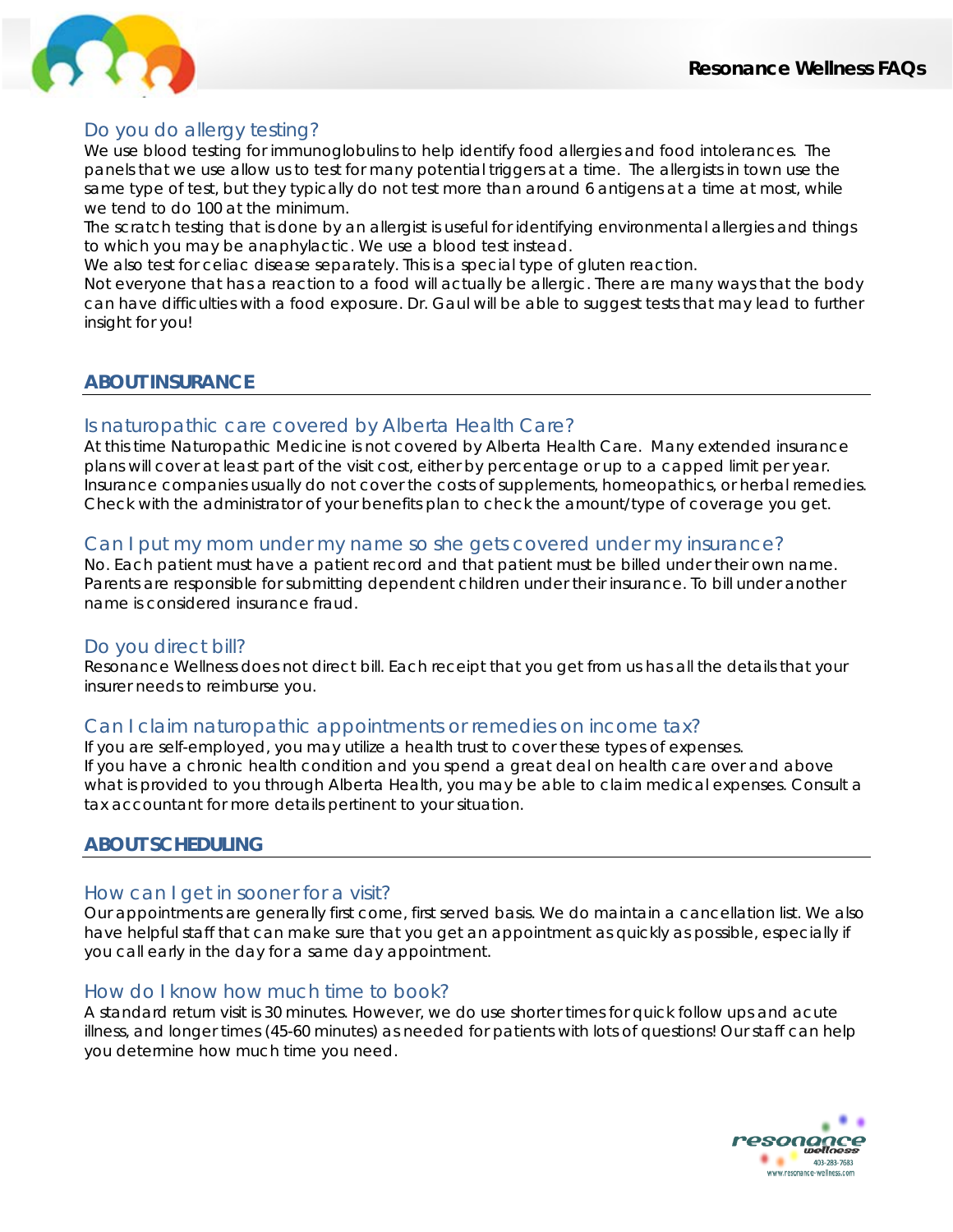### Do you do allergy testing?

We use blood testing for immunoglobulins to help identify food allergies and food intolerances. The panels that we use allow us to test for many potential triggers at a time. The allergists in town use the same type of test, but they typically do not test more than around 6 antigens at a time at most, while we tend to do 100 at the minimum.

The scratch testing that is done by an allergist is useful for identifying environmental allergies and things to which you may be anaphylactic. We use a blood test instead.

We also test for celiac disease separately. This is a special type of gluten reaction.

Not everyone that has a reaction to a food will actually be allergic. There are many ways that the body can have difficulties with a food exposure. Dr. Gaul will be able to suggest tests that may lead to further insight for you!

## ABOUT INSURANCE

### Is naturopathic care covered by Alberta Health Care?

At this time Naturopathic Medicine is not covered by Alberta Health Care. Many extended insurance plans will cover at least part of the visit cost, either by percentage or up to a capped limit per year. Insurance companies usually do not cover the costs of supplements, homeopathics, or herbal remedies. Check with the administrator of your benefits plan to check the amount/type of coverage you get.

### Can I put my mom under my name so she gets covered under my insurance?

No. Each patient must have a patient record and that patient must be billed under their own name. Parents are responsible for submitting dependent children under their insurance. To bill under another name is considered insurance fraud.

### Do you direct bill?

Resonance Wellness does not direct bill. Each receipt that you get from us has all the details that your insurer needs to reimburse you.

### Can I claim naturopathic appointments or remedies on income tax?

If you are self-employed, you may utilize a health trust to cover these types of expenses.

If you have a chronic health condition and you spend a great deal on health care over and above what is provided to you through Alberta Health, you may be able to claim medical expenses. Consult a tax accountant for more details pertinent to your situation.

## ABOUT SCHEDULING

### How can I get in sooner for a visit?

Our appointments are generally first come, first served basis. We do maintain a cancellation list. We also have helpful staff that can make sure that you get an appointment as quickly as possible, especially if you call early in the day for a same day appointment.

### How do I know how much time to book?

A standard return visit is 30 minutes. However, we do use shorter times for quick follow ups and acute illness, and longer times (45-60 minutes) as needed for patients with lots of questions! Our staff can help you determine how much time you need.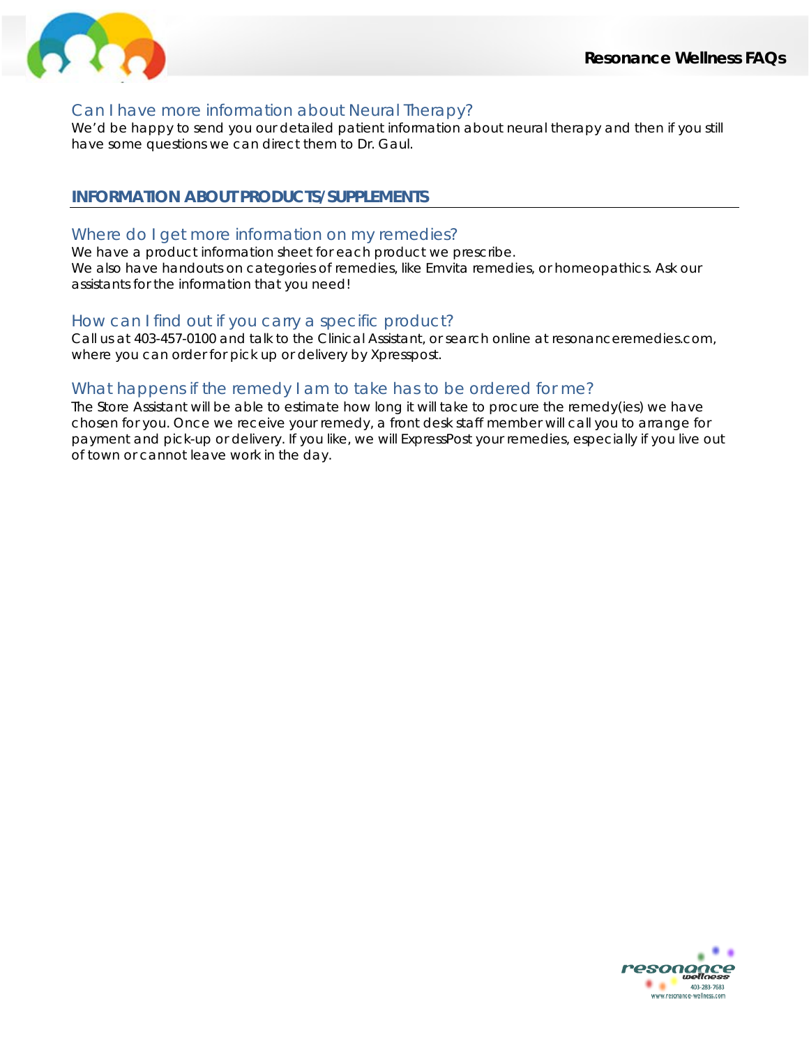### Can I have more information about Neural Therapy?

We'd be happy to send you our detailed patient information about neural therapy and then if you still have some questions we can direct them to Dr. Gaul.

## INFORMATION ABOUT PRODUCTS/SUPPLEMENTS

### Where do I get more information on my remedies?

We have a product information sheet for each product we prescribe.
We also have handouts on categories of remedies, like Emvita remedies, or homeopathics. Ask our assistants for the information that you need!

### How can I find out if you carry a specific product?

Call us at 403-457-0100 and talk to the Clinical Assistant, or search online at resonanceremedies.com, where you can order for pick up or delivery by Xpresspost.

### What happens if the remedy I am to take has to be ordered for me?

The Store Assistant will be able to estimate how long it will take to procure the remedy(ies) we have chosen for you. Once we receive your remedy, a front desk staff member will call you to arrange for payment and pick-up or delivery. If you like, we will ExpressPost your remedies, especially if you live out of town or cannot leave work in the day.